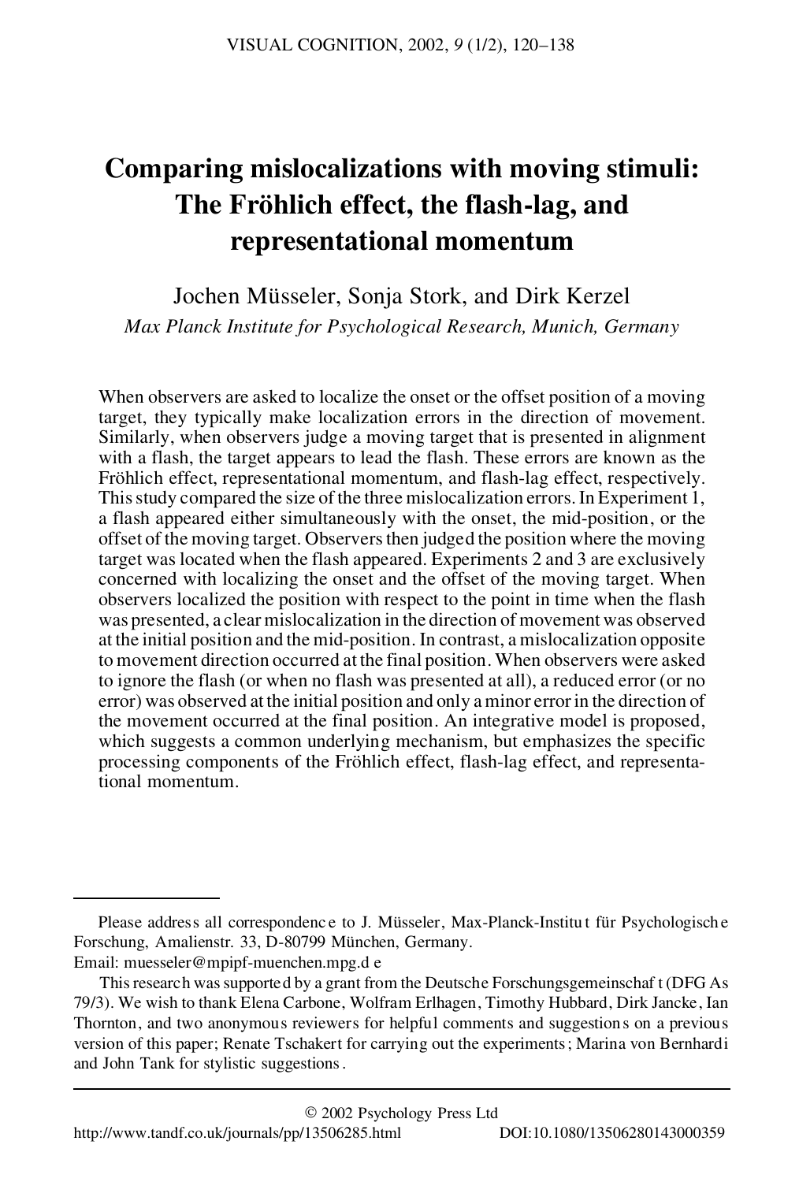# Comparing mislocalizations with moving stimuli: The Fröhlich effect, the flash-lag, and representational momentum

Jochen Müsseler, Sonja Stork, and Dirk Kerzel

*Max Planck Institute for Psychological Research, Munich, Germany*

When observers are asked to localize the onset or the offset position of a moving target, they typically make localization errors in the direction of movement. Similarly, when observers judge a moving target that is presented in alignment with a flash, the target appears to lead the flash. These errors are known as the Fröhlich effect, representational momentum, and flash-lag effect, respectively. This study compared the size of the three mislocalization errors. In Experiment 1, a flash appeared either simultaneously with the onset, the mid-position, or the offset of the moving target. Observers then judged the position where the moving target was located when the flash appeared. Experiments 2 and 3 are exclusively concerned with localizing the onset and the offset of the moving target. When observers localized the position with respect to the point in time when the flash was presented, a clear mislocalization in the direction of movement was observed at the initial position and the mid-position. In contrast, a mislocalization opposite to movement direction occurred at the final position. When observers were asked to ignore the flash (or when no flash was presented at all), a reduced error (or no error) was observed at the initial position and only a minor error in the direction of the movement occurred at the final position. An integrative model is proposed, which suggests a common underlying mechanism, but emphasizes the specific processing components of the Fröhlich effect, flash-lag effect, and representational momentum.

---

Please address all correspondence to J. Müsseler, Max-Planck-Institut für Psychologische Forschung, Amalienstr. 33, D-80799 München, Germany.
Email: muesseler@mpipf-muenchen.mpg.de

This research was supported by a grant from the Deutsche Forschungsgemeinschaft (DFG As 79/3). We wish to thank Elena Carbone, Wolfram Erlhagen, Timothy Hubbard, Dirk Jancke, Ian Thornton, and two anonymous reviewers for helpful comments and suggestions on a previous version of this paper; Renate Tschakert for carrying out the experiments; Marina von Bernhardi and John Tank for stylistic suggestions.

© 2002 Psychology Press Ltd
http://www.tandf.co.uk/journals/pp/13506285.html DOI:10.1080/13506280143000359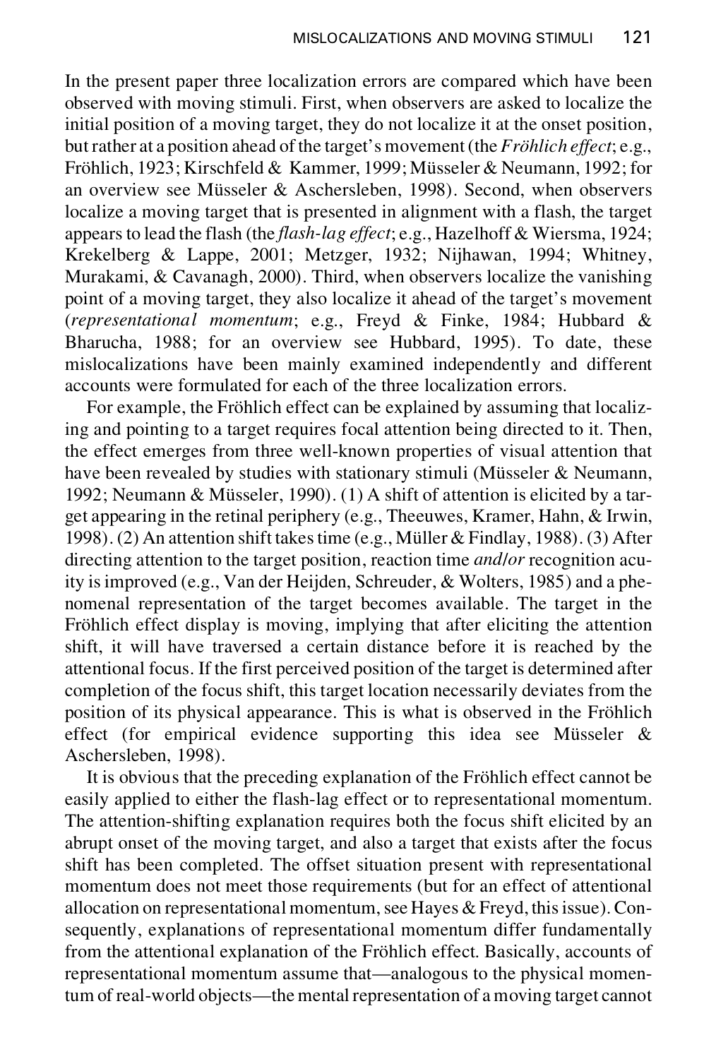In the present paper three localization errors are compared which have been observed with moving stimuli. First, when observers are asked to localize the initial position of a moving target, they do not localize it at the onset position, but rather at a position ahead of the target's movement (the *Fröhlich effect*; e.g., Fröhlich, 1923; Kirschfeld & Kammer, 1999; Müsseler & Neumann, 1992; for an overview see Müsseler & Aschersleben, 1998). Second, when observers localize a moving target that is presented in alignment with a flash, the target appears to lead the flash (the *flash-lag effect*; e.g., Hazelhoff & Wiersma, 1924; Krekelberg & Lappe, 2001; Metzger, 1932; Nijhawan, 1994; Whitney, Murakami, & Cavanagh, 2000). Third, when observers localize the vanishing point of a moving target, they also localize it ahead of the target's movement (*representational momentum*; e.g., Freyd & Finke, 1984; Hubbard & Bharucha, 1988; for an overview see Hubbard, 1995). To date, these mislocalizations have been mainly examined independently and different accounts were formulated for each of the three localization errors.

For example, the Fröhlich effect can be explained by assuming that localizing and pointing to a target requires focal attention being directed to it. Then, the effect emerges from three well-known properties of visual attention that have been revealed by studies with stationary stimuli (Müsseler & Neumann, 1992; Neumann & Müsseler, 1990). (1) A shift of attention is elicited by a target appearing in the retinal periphery (e.g., Theeuwes, Kramer, Hahn, & Irwin, 1998). (2) An attention shift takes time (e.g., Müller & Findlay, 1988). (3) After directing attention to the target position, reaction time *and/or* recognition acuity is improved (e.g., Van der Heijden, Schreuder, & Wolters, 1985) and a phenomenal representation of the target becomes available. The target in the Fröhlich effect display is moving, implying that after eliciting the attention shift, it will have traversed a certain distance before it is reached by the attentional focus. If the first perceived position of the target is determined after completion of the focus shift, this target location necessarily deviates from the position of its physical appearance. This is what is observed in the Fröhlich effect (for empirical evidence supporting this idea see Müsseler & Aschersleben, 1998).

It is obvious that the preceding explanation of the Fröhlich effect cannot be easily applied to either the flash-lag effect or to representational momentum. The attention-shifting explanation requires both the focus shift elicited by an abrupt onset of the moving target, and also a target that exists after the focus shift has been completed. The offset situation present with representational momentum does not meet those requirements (but for an effect of attentional allocation on representational momentum, see Hayes & Freyd, this issue). Consequently, explanations of representational momentum differ fundamentally from the attentional explanation of the Fröhlich effect. Basically, accounts of representational momentum assume that—analogous to the physical momentum of real-world objects—the mental representation of a moving target cannot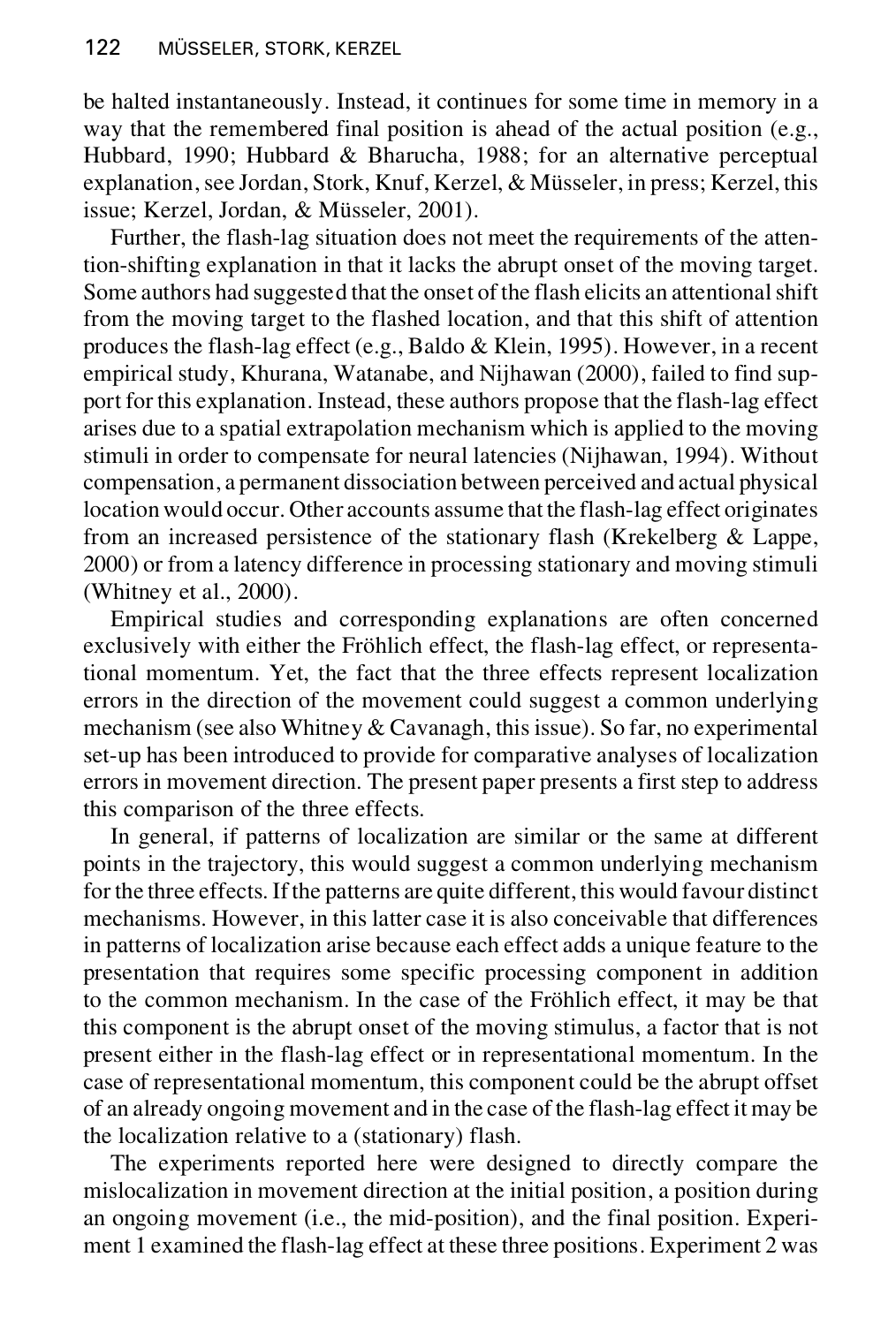be halted instantaneously. Instead, it continues for some time in memory in a way that the remembered final position is ahead of the actual position (e.g., Hubbard, 1990; Hubbard & Bharucha, 1988; for an alternative perceptual explanation, see Jordan, Stork, Knuf, Kerzel, & Müsseler, in press; Kerzel, this issue; Kerzel, Jordan, & Müsseler, 2001).

Further, the flash-lag situation does not meet the requirements of the attention-shifting explanation in that it lacks the abrupt onset of the moving target. Some authors had suggested that the onset of the flash elicits an attentional shift from the moving target to the flashed location, and that this shift of attention produces the flash-lag effect (e.g., Baldo & Klein, 1995). However, in a recent empirical study, Khurana, Watanabe, and Nijhawan (2000), failed to find support for this explanation. Instead, these authors propose that the flash-lag effect arises due to a spatial extrapolation mechanism which is applied to the moving stimuli in order to compensate for neural latencies (Nijhawan, 1994). Without compensation, a permanent dissociation between perceived and actual physical location would occur. Other accounts assume that the flash-lag effect originates from an increased persistence of the stationary flash (Krekelberg & Lappe, 2000) or from a latency difference in processing stationary and moving stimuli (Whitney et al., 2000).

Empirical studies and corresponding explanations are often concerned exclusively with either the Fröhlich effect, the flash-lag effect, or representational momentum. Yet, the fact that the three effects represent localization errors in the direction of the movement could suggest a common underlying mechanism (see also Whitney & Cavanagh, this issue). So far, no experimental set-up has been introduced to provide for comparative analyses of localization errors in movement direction. The present paper presents a first step to address this comparison of the three effects.

In general, if patterns of localization are similar or the same at different points in the trajectory, this would suggest a common underlying mechanism for the three effects. If the patterns are quite different, this would favour distinct mechanisms. However, in this latter case it is also conceivable that differences in patterns of localization arise because each effect adds a unique feature to the presentation that requires some specific processing component in addition to the common mechanism. In the case of the Fröhlich effect, it may be that this component is the abrupt onset of the moving stimulus, a factor that is not present either in the flash-lag effect or in representational momentum. In the case of representational momentum, this component could be the abrupt offset of an already ongoing movement and in the case of the flash-lag effect it may be the localization relative to a (stationary) flash.

The experiments reported here were designed to directly compare the mislocalization in movement direction at the initial position, a position during an ongoing movement (i.e., the mid-position), and the final position. Experiment 1 examined the flash-lag effect at these three positions. Experiment 2 was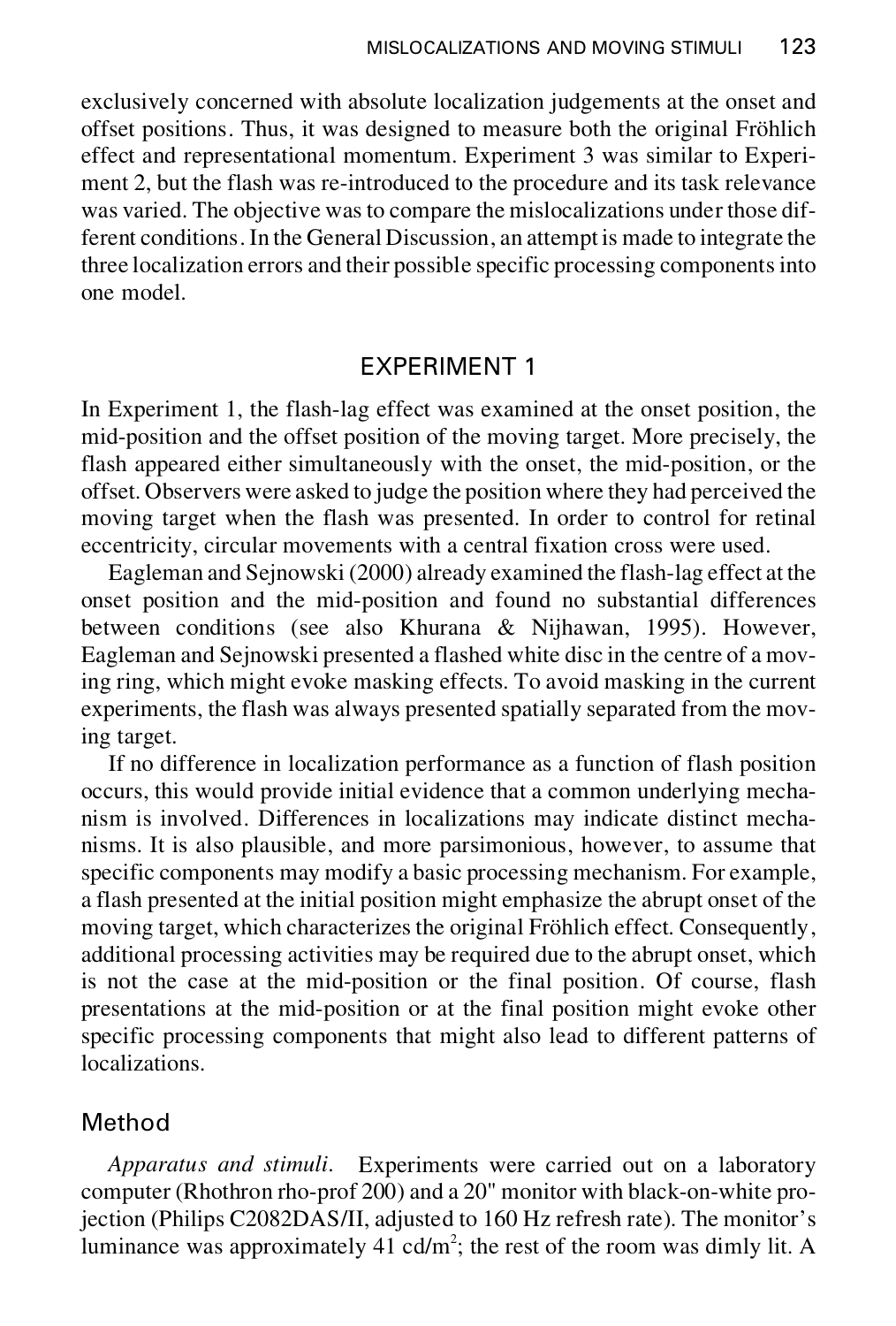exclusively concerned with absolute localization judgements at the onset and offset positions. Thus, it was designed to measure both the original Fröhlich effect and representational momentum. Experiment 3 was similar to Experiment 2, but the flash was re-introduced to the procedure and its task relevance was varied. The objective was to compare the mislocalizations under those different conditions. In the General Discussion, an attempt is made to integrate the three localization errors and their possible specific processing components into one model.

## EXPERIMENT 1

In Experiment 1, the flash-lag effect was examined at the onset position, the mid-position and the offset position of the moving target. More precisely, the flash appeared either simultaneously with the onset, the mid-position, or the offset. Observers were asked to judge the position where they had perceived the moving target when the flash was presented. In order to control for retinal eccentricity, circular movements with a central fixation cross were used.

Eagleman and Sejnowski (2000) already examined the flash-lag effect at the onset position and the mid-position and found no substantial differences between conditions (see also Khurana & Nijhawan, 1995). However, Eagleman and Sejnowski presented a flashed white disc in the centre of a moving ring, which might evoke masking effects. To avoid masking in the current experiments, the flash was always presented spatially separated from the moving target.

If no difference in localization performance as a function of flash position occurs, this would provide initial evidence that a common underlying mechanism is involved. Differences in localizations may indicate distinct mechanisms. It is also plausible, and more parsimonious, however, to assume that specific components may modify a basic processing mechanism. For example, a flash presented at the initial position might emphasize the abrupt onset of the moving target, which characterizes the original Fröhlich effect. Consequently, additional processing activities may be required due to the abrupt onset, which is not the case at the mid-position or the final position. Of course, flash presentations at the mid-position or at the final position might evoke other specific processing components that might also lead to different patterns of localizations.

### Method

*Apparatus and stimuli.* Experiments were carried out on a laboratory computer (Rhothron rho-prof 200) and a 20" monitor with black-on-white projection (Philips C2082DAS/II, adjusted to 160 Hz refresh rate). The monitor's luminance was approximately 41 cd/m$^2$; the rest of the room was dimly lit. A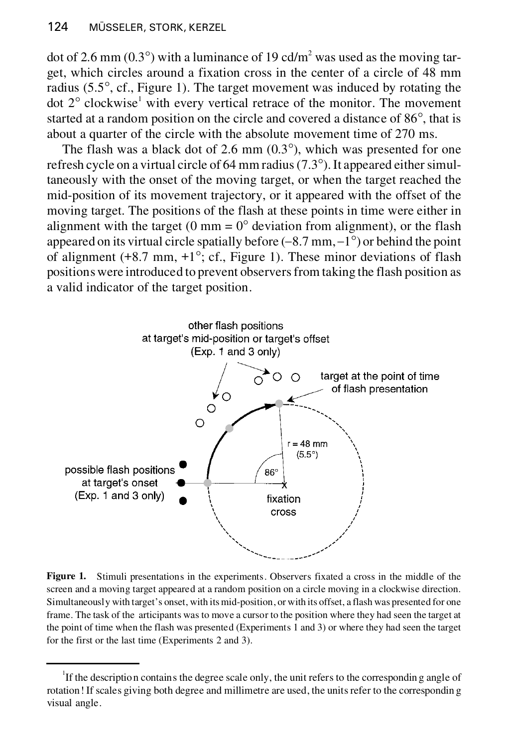dot of 2.6 mm (0.3°) with a luminance of 19 cd/m$^2$ was used as the moving target, which circles around a fixation cross in the center of a circle of 48 mm radius (5.5°, cf., Figure 1). The target movement was induced by rotating the dot 2° clockwise[1] with every vertical retrace of the monitor. The movement started at a random position on the circle and covered a distance of 86°, that is about a quarter of the circle with the absolute movement time of 270 ms.

The flash was a black dot of 2.6 mm (0.3°), which was presented for one refresh cycle on a virtual circle of 64 mm radius (7.3°). It appeared either simultaneously with the onset of the moving target, or when the target reached the mid-position of its movement trajectory, or it appeared with the offset of the moving target. The positions of the flash at these points in time were either in alignment with the target (0 mm = 0° deviation from alignment), or the flash appeared on its virtual circle spatially before (−8.7 mm, −1°) or behind the point of alignment (+8.7 mm, +1°; cf., Figure 1). These minor deviations of flash positions were introduced to prevent observers from taking the flash position as a valid indicator of the target position.

**Figure 1.** Stimuli presentations in the experiments. Observers fixated a cross in the middle of the screen and a moving target appeared at a random position on a circle moving in a clockwise direction. Simultaneously with target's onset, with its mid-position, or with its offset, a flash was presented for one frame. The task of the articipants was to move a cursor to the position where they had seen the target at the point of time when the flash was presented (Experiments 1 and 3) or where they had seen the target for the first or the last time (Experiments 2 and 3).

[1] If the description contains the degree scale only, the unit refers to the corresponding angle of rotation! If scales giving both degree and millimetre are used, the units refer to the corresponding visual angle.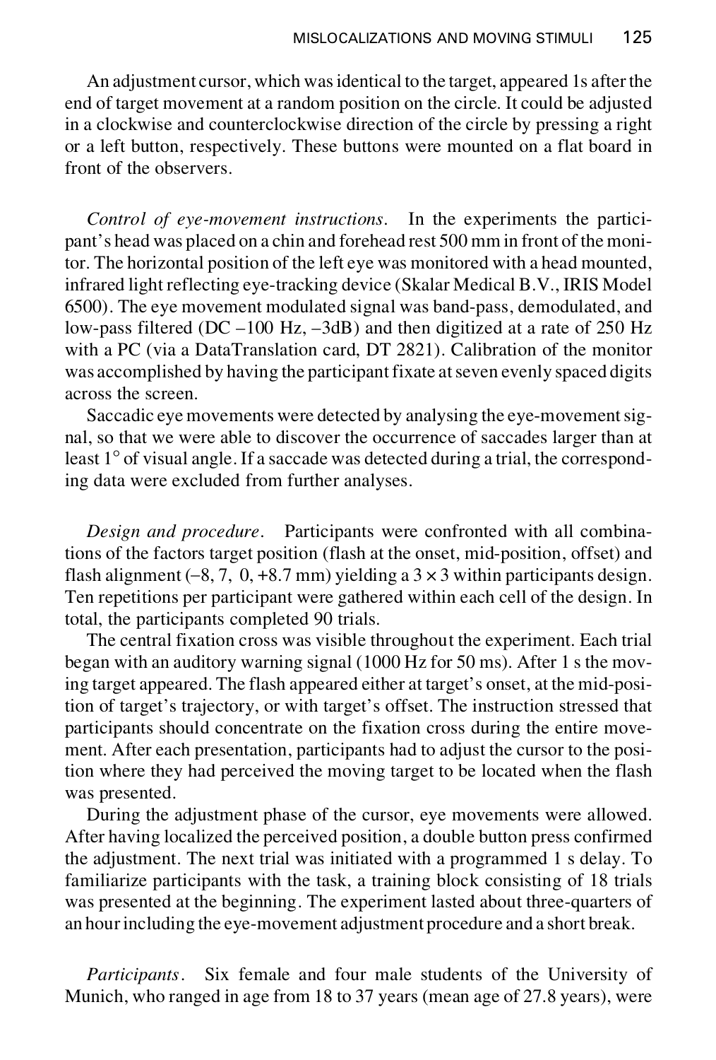An adjustment cursor, which was identical to the target, appeared 1s after the end of target movement at a random position on the circle. It could be adjusted in a clockwise and counterclockwise direction of the circle by pressing a right or a left button, respectively. These buttons were mounted on a flat board in front of the observers.

*Control of eye-movement instructions.* In the experiments the participant's head was placed on a chin and forehead rest 500 mm in front of the monitor. The horizontal position of the left eye was monitored with a head mounted, infrared light reflecting eye-tracking device (Skalar Medical B.V., IRIS Model 6500). The eye movement modulated signal was band-pass, demodulated, and low-pass filtered (DC –100 Hz, –3dB) and then digitized at a rate of 250 Hz with a PC (via a DataTranslation card, DT 2821). Calibration of the monitor was accomplished by having the participant fixate at seven evenly spaced digits across the screen.

Saccadic eye movements were detected by analysing the eye-movement signal, so that we were able to discover the occurrence of saccades larger than at least 1° of visual angle. If a saccade was detected during a trial, the corresponding data were excluded from further analyses.

*Design and procedure.* Participants were confronted with all combinations of the factors target position (flash at the onset, mid-position, offset) and flash alignment (–8, 7, 0, +8.7 mm) yielding a 3 × 3 within participants design. Ten repetitions per participant were gathered within each cell of the design. In total, the participants completed 90 trials.

The central fixation cross was visible throughout the experiment. Each trial began with an auditory warning signal (1000 Hz for 50 ms). After 1 s the moving target appeared. The flash appeared either at target's onset, at the mid-position of target's trajectory, or with target's offset. The instruction stressed that participants should concentrate on the fixation cross during the entire movement. After each presentation, participants had to adjust the cursor to the position where they had perceived the moving target to be located when the flash was presented.

During the adjustment phase of the cursor, eye movements were allowed. After having localized the perceived position, a double button press confirmed the adjustment. The next trial was initiated with a programmed 1 s delay. To familiarize participants with the task, a training block consisting of 18 trials was presented at the beginning. The experiment lasted about three-quarters of an hour including the eye-movement adjustment procedure and a short break.

*Participants.* Six female and four male students of the University of Munich, who ranged in age from 18 to 37 years (mean age of 27.8 years), were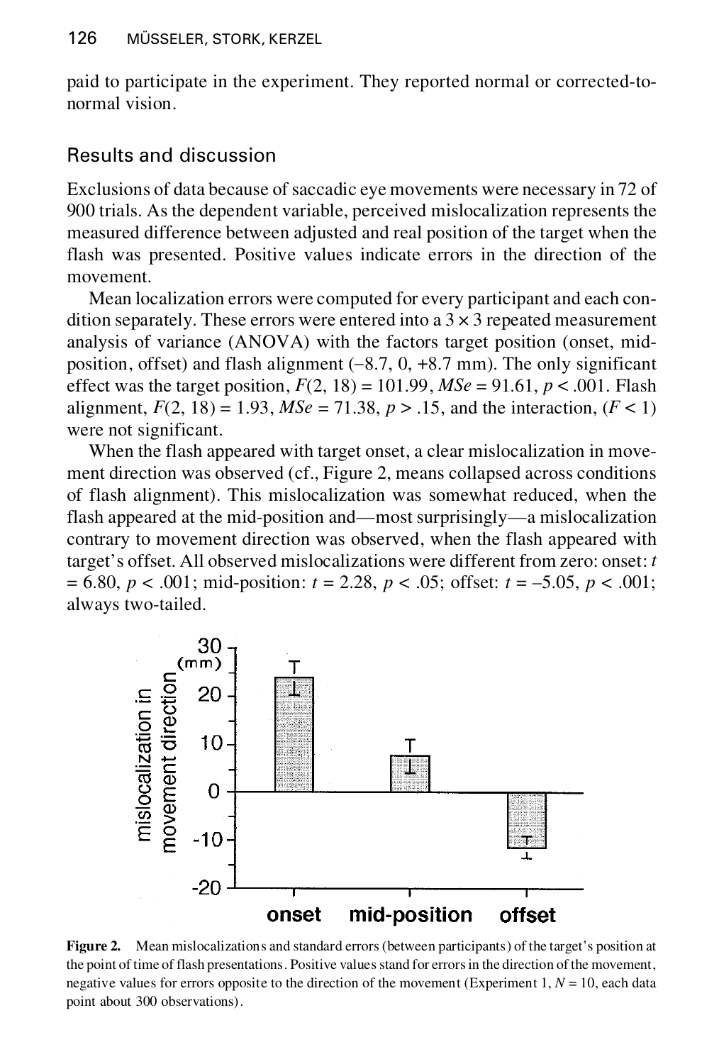paid to participate in the experiment. They reported normal or corrected-to-normal vision.

## Results and discussion

Exclusions of data because of saccadic eye movements were necessary in 72 of 900 trials. As the dependent variable, perceived mislocalization represents the measured difference between adjusted and real position of the target when the flash was presented. Positive values indicate errors in the direction of the movement.

Mean localization errors were computed for every participant and each condition separately. These errors were entered into a 3 × 3 repeated measurement analysis of variance (ANOVA) with the factors target position (onset, mid-position, offset) and flash alignment (–8.7, 0, +8.7 mm). The only significant effect was the target position, $F(2, 18) = 101.99$, $MSe = 91.61$, $p < .001$. Flash alignment, $F(2, 18) = 1.93$, $MSe = 71.38$, $p > .15$, and the interaction, ($F < 1$) were not significant.

When the flash appeared with target onset, a clear mislocalization in movement direction was observed (cf., Figure 2, means collapsed across conditions of flash alignment). This mislocalization was somewhat reduced, when the flash appeared at the mid-position and—most surprisingly—a mislocalization contrary to movement direction was observed, when the flash appeared with target's offset. All observed mislocalizations were different from zero: onset: $t = 6.80$, $p < .001$; mid-position: $t = 2.28$, $p < .05$; offset: $t = -5.05$, $p < .001$; always two-tailed.

**Figure 2.** Mean mislocalizations and standard errors (between participants) of the target's position at the point of time of flash presentations. Positive values stand for errors in the direction of the movement, negative values for errors opposite to the direction of the movement (Experiment 1, $N = 10$, each data point about 300 observations).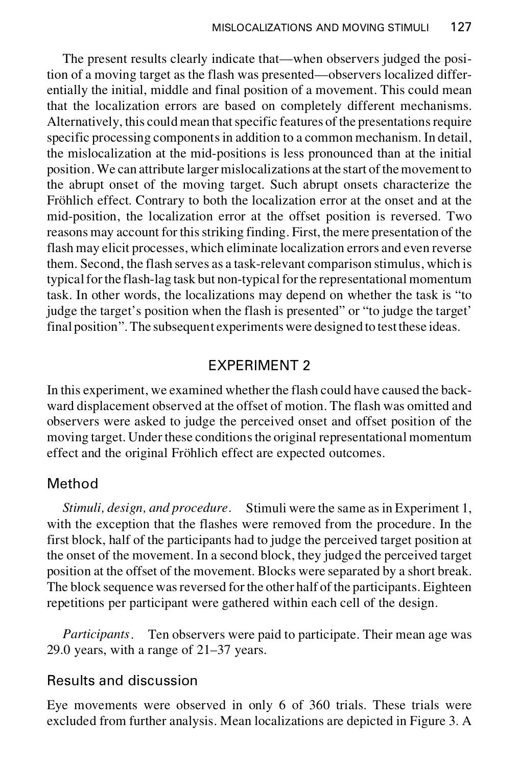The present results clearly indicate that—when observers judged the position of a moving target as the flash was presented—observers localized differentially the initial, middle and final position of a movement. This could mean that the localization errors are based on completely different mechanisms. Alternatively, this could mean that specific features of the presentations require specific processing components in addition to a common mechanism. In detail, the mislocalization at the mid-positions is less pronounced than at the initial position. We can attribute larger mislocalizations at the start of the movement to the abrupt onset of the moving target. Such abrupt onsets characterize the Fröhlich effect. Contrary to both the localization error at the onset and at the mid-position, the localization error at the offset position is reversed. Two reasons may account for this striking finding. First, the mere presentation of the flash may elicit processes, which eliminate localization errors and even reverse them. Second, the flash serves as a task-relevant comparison stimulus, which is typical for the flash-lag task but non-typical for the representational momentum task. In other words, the localizations may depend on whether the task is "to judge the target's position when the flash is presented" or "to judge the target' final position". The subsequent experiments were designed to test these ideas.

## EXPERIMENT 2

In this experiment, we examined whether the flash could have caused the backward displacement observed at the offset of motion. The flash was omitted and observers were asked to judge the perceived onset and offset position of the moving target. Under these conditions the original representational momentum effect and the original Fröhlich effect are expected outcomes.

### Method

*Stimuli, design, and procedure*. Stimuli were the same as in Experiment 1, with the exception that the flashes were removed from the procedure. In the first block, half of the participants had to judge the perceived target position at the onset of the movement. In a second block, they judged the perceived target position at the offset of the movement. Blocks were separated by a short break. The block sequence was reversed for the other half of the participants. Eighteen repetitions per participant were gathered within each cell of the design.

*Participants*. Ten observers were paid to participate. Their mean age was 29.0 years, with a range of 21–37 years.

### Results and discussion

Eye movements were observed in only 6 of 360 trials. These trials were excluded from further analysis. Mean localizations are depicted in Figure 3. A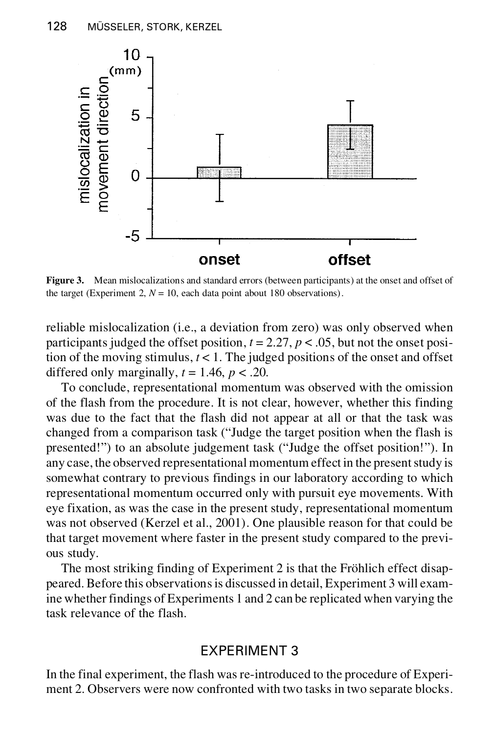**Figure 3.** Mean mislocalizations and standard errors (between participants) at the onset and offset of the target (Experiment 2, $N = 10$, each data point about 180 observations).

reliable mislocalization (i.e., a deviation from zero) was only observed when participants judged the offset position, $t = 2.27$, $p < .05$, but not the onset position of the moving stimulus, $t < 1$. The judged positions of the onset and offset differed only marginally, $t = 1.46$, $p < .20$.

To conclude, representational momentum was observed with the omission of the flash from the procedure. It is not clear, however, whether this finding was due to the fact that the flash did not appear at all or that the task was changed from a comparison task ("Judge the target position when the flash is presented!") to an absolute judgement task ("Judge the offset position!"). In any case, the observed representational momentum effect in the present study is somewhat contrary to previous findings in our laboratory according to which representational momentum occurred only with pursuit eye movements. With eye fixation, as was the case in the present study, representational momentum was not observed (Kerzel et al., 2001). One plausible reason for that could be that target movement where faster in the present study compared to the previous study.

The most striking finding of Experiment 2 is that the Fröhlich effect disappeared. Before this observations is discussed in detail, Experiment 3 will examine whether findings of Experiments 1 and 2 can be replicated when varying the task relevance of the flash.

## EXPERIMENT 3

In the final experiment, the flash was re-introduced to the procedure of Experiment 2. Observers were now confronted with two tasks in two separate blocks.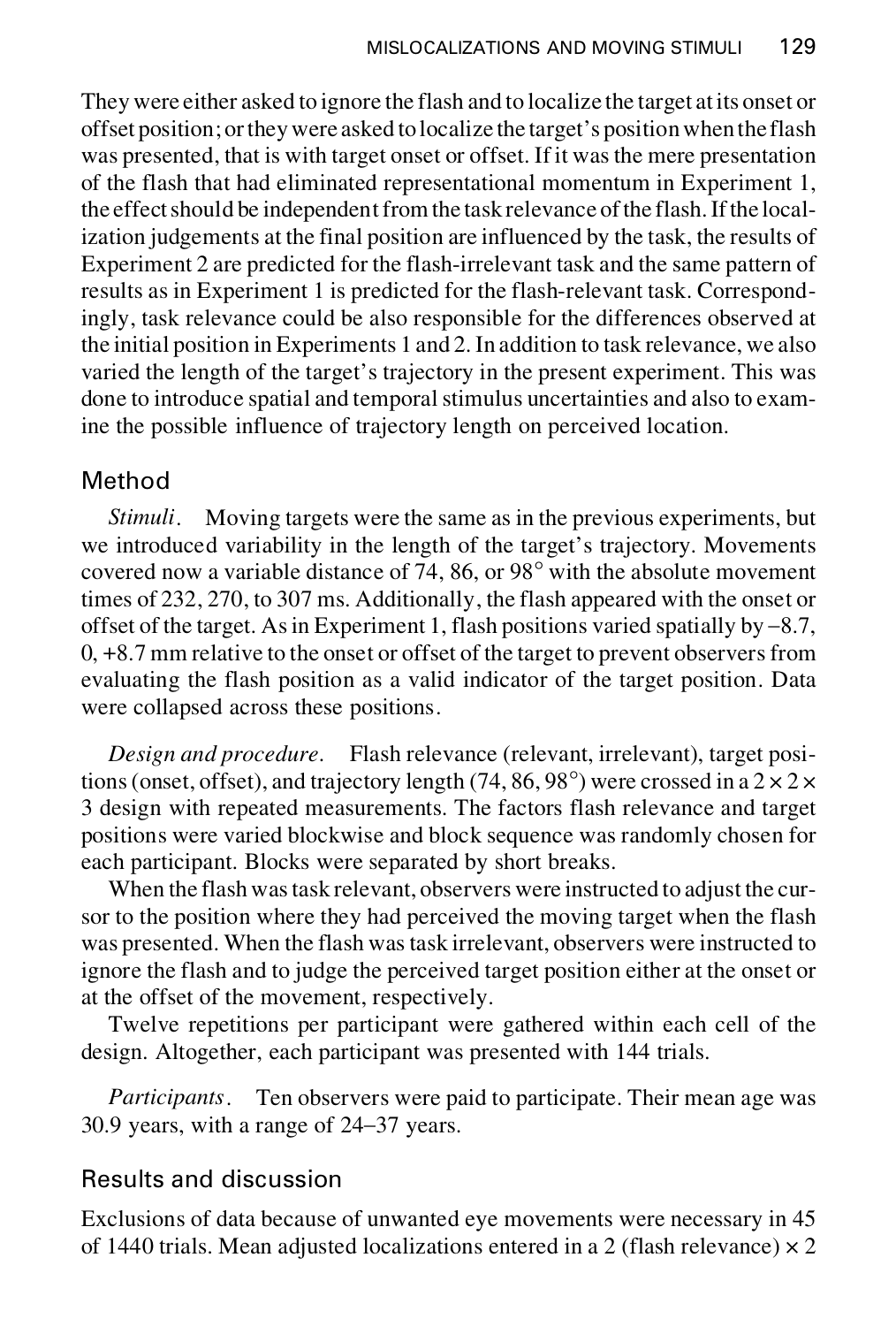They were either asked to ignore the flash and to localize the target at its onset or offset position; or they were asked to localize the target's position when the flash was presented, that is with target onset or offset. If it was the mere presentation of the flash that had eliminated representational momentum in Experiment 1, the effect should be independent from the task relevance of the flash. If the localization judgements at the final position are influenced by the task, the results of Experiment 2 are predicted for the flash-irrelevant task and the same pattern of results as in Experiment 1 is predicted for the flash-relevant task. Correspondingly, task relevance could be also responsible for the differences observed at the initial position in Experiments 1 and 2. In addition to task relevance, we also varied the length of the target's trajectory in the present experiment. This was done to introduce spatial and temporal stimulus uncertainties and also to examine the possible influence of trajectory length on perceived location.

## Method

*Stimuli*. Moving targets were the same as in the previous experiments, but we introduced variability in the length of the target's trajectory. Movements covered now a variable distance of 74, 86, or 98° with the absolute movement times of 232, 270, to 307 ms. Additionally, the flash appeared with the onset or offset of the target. As in Experiment 1, flash positions varied spatially by −8.7, 0, +8.7 mm relative to the onset or offset of the target to prevent observers from evaluating the flash position as a valid indicator of the target position. Data were collapsed across these positions.

*Design and procedure*. Flash relevance (relevant, irrelevant), target positions (onset, offset), and trajectory length (74, 86, 98°) were crossed in a 2 × 2 × 3 design with repeated measurements. The factors flash relevance and target positions were varied blockwise and block sequence was randomly chosen for each participant. Blocks were separated by short breaks.

When the flash was task relevant, observers were instructed to adjust the cursor to the position where they had perceived the moving target when the flash was presented. When the flash was task irrelevant, observers were instructed to ignore the flash and to judge the perceived target position either at the onset or at the offset of the movement, respectively.

Twelve repetitions per participant were gathered within each cell of the design. Altogether, each participant was presented with 144 trials.

*Participants*. Ten observers were paid to participate. Their mean age was 30.9 years, with a range of 24–37 years.

## Results and discussion

Exclusions of data because of unwanted eye movements were necessary in 45 of 1440 trials. Mean adjusted localizations entered in a 2 (flash relevance) × 2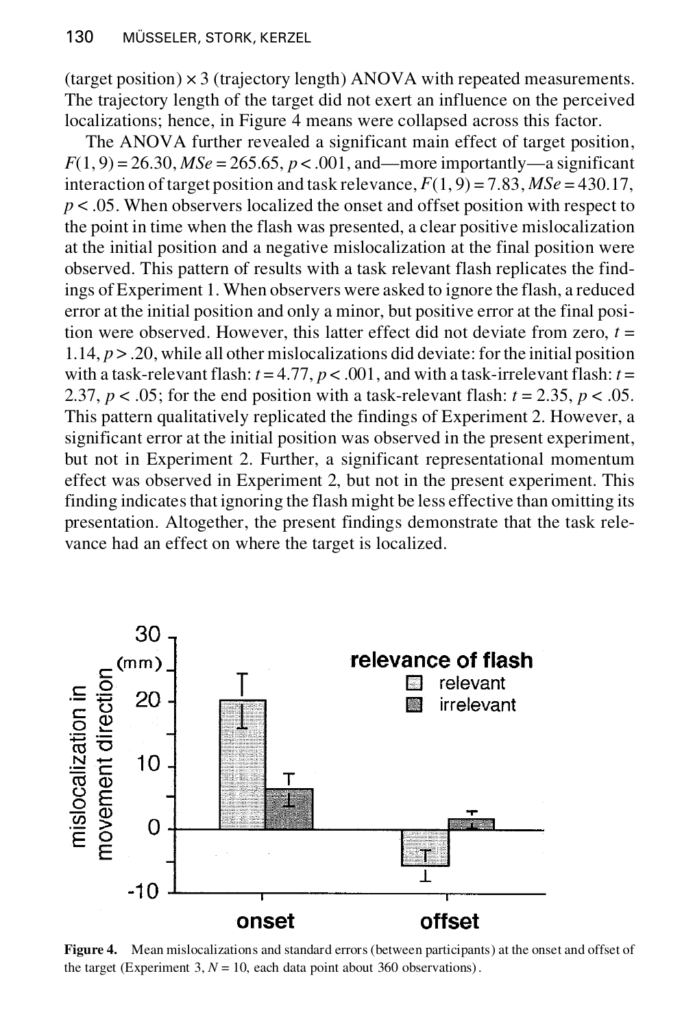(target position) × 3 (trajectory length) ANOVA with repeated measurements. The trajectory length of the target did not exert an influence on the perceived localizations; hence, in Figure 4 means were collapsed across this factor.

The ANOVA further revealed a significant main effect of target position, $F(1, 9) = 26.30$, $MSe = 265.65$, $p < .001$, and—more importantly—a significant interaction of target position and task relevance, $F(1, 9) = 7.83$, $MSe = 430.17$, $p < .05$. When observers localized the onset and offset position with respect to the point in time when the flash was presented, a clear positive mislocalization at the initial position and a negative mislocalization at the final position were observed. This pattern of results with a task relevant flash replicates the findings of Experiment 1. When observers were asked to ignore the flash, a reduced error at the initial position and only a minor, but positive error at the final position were observed. However, this latter effect did not deviate from zero, $t = 1.14$, $p > .20$, while all other mislocalizations did deviate: for the initial position with a task-relevant flash: $t = 4.77$, $p < .001$, and with a task-irrelevant flash: $t = 2.37$, $p < .05$; for the end position with a task-relevant flash: $t = 2.35$, $p < .05$. This pattern qualitatively replicated the findings of Experiment 2. However, a significant error at the initial position was observed in the present experiment, but not in Experiment 2. Further, a significant representational momentum effect was observed in Experiment 2, but not in the present experiment. This finding indicates that ignoring the flash might be less effective than omitting its presentation. Altogether, the present findings demonstrate that the task relevance had an effect on where the target is localized.

**Figure 4.** Mean mislocalizations and standard errors (between participants) at the onset and offset of the target (Experiment 3, $N = 10$, each data point about 360 observations).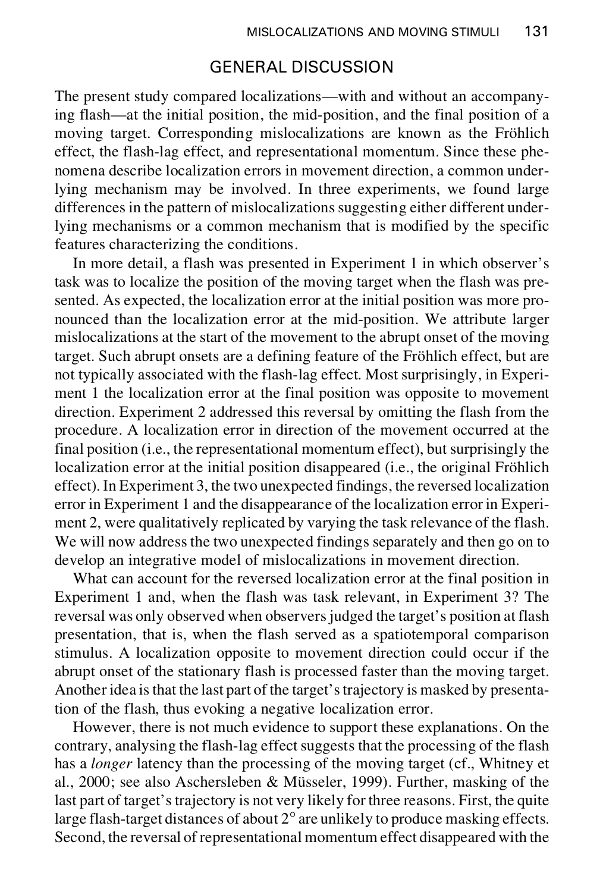## GENERAL DISCUSSION

The present study compared localizations—with and without an accompanying flash—at the initial position, the mid-position, and the final position of a moving target. Corresponding mislocalizations are known as the Fröhlich effect, the flash-lag effect, and representational momentum. Since these phenomena describe localization errors in movement direction, a common underlying mechanism may be involved. In three experiments, we found large differences in the pattern of mislocalizations suggesting either different underlying mechanisms or a common mechanism that is modified by the specific features characterizing the conditions.

In more detail, a flash was presented in Experiment 1 in which observer's task was to localize the position of the moving target when the flash was presented. As expected, the localization error at the initial position was more pronounced than the localization error at the mid-position. We attribute larger mislocalizations at the start of the movement to the abrupt onset of the moving target. Such abrupt onsets are a defining feature of the Fröhlich effect, but are not typically associated with the flash-lag effect. Most surprisingly, in Experiment 1 the localization error at the final position was opposite to movement direction. Experiment 2 addressed this reversal by omitting the flash from the procedure. A localization error in direction of the movement occurred at the final position (i.e., the representational momentum effect), but surprisingly the localization error at the initial position disappeared (i.e., the original Fröhlich effect). In Experiment 3, the two unexpected findings, the reversed localization error in Experiment 1 and the disappearance of the localization error in Experiment 2, were qualitatively replicated by varying the task relevance of the flash. We will now address the two unexpected findings separately and then go on to develop an integrative model of mislocalizations in movement direction.

What can account for the reversed localization error at the final position in Experiment 1 and, when the flash was task relevant, in Experiment 3? The reversal was only observed when observers judged the target's position at flash presentation, that is, when the flash served as a spatiotemporal comparison stimulus. A localization opposite to movement direction could occur if the abrupt onset of the stationary flash is processed faster than the moving target. Another idea is that the last part of the target's trajectory is masked by presentation of the flash, thus evoking a negative localization error.

However, there is not much evidence to support these explanations. On the contrary, analysing the flash-lag effect suggests that the processing of the flash has a *longer* latency than the processing of the moving target (cf., Whitney et al., 2000; see also Aschersleben & Müsseler, 1999). Further, masking of the last part of target's trajectory is not very likely for three reasons. First, the quite large flash-target distances of about 2° are unlikely to produce masking effects. Second, the reversal of representational momentum effect disappeared with the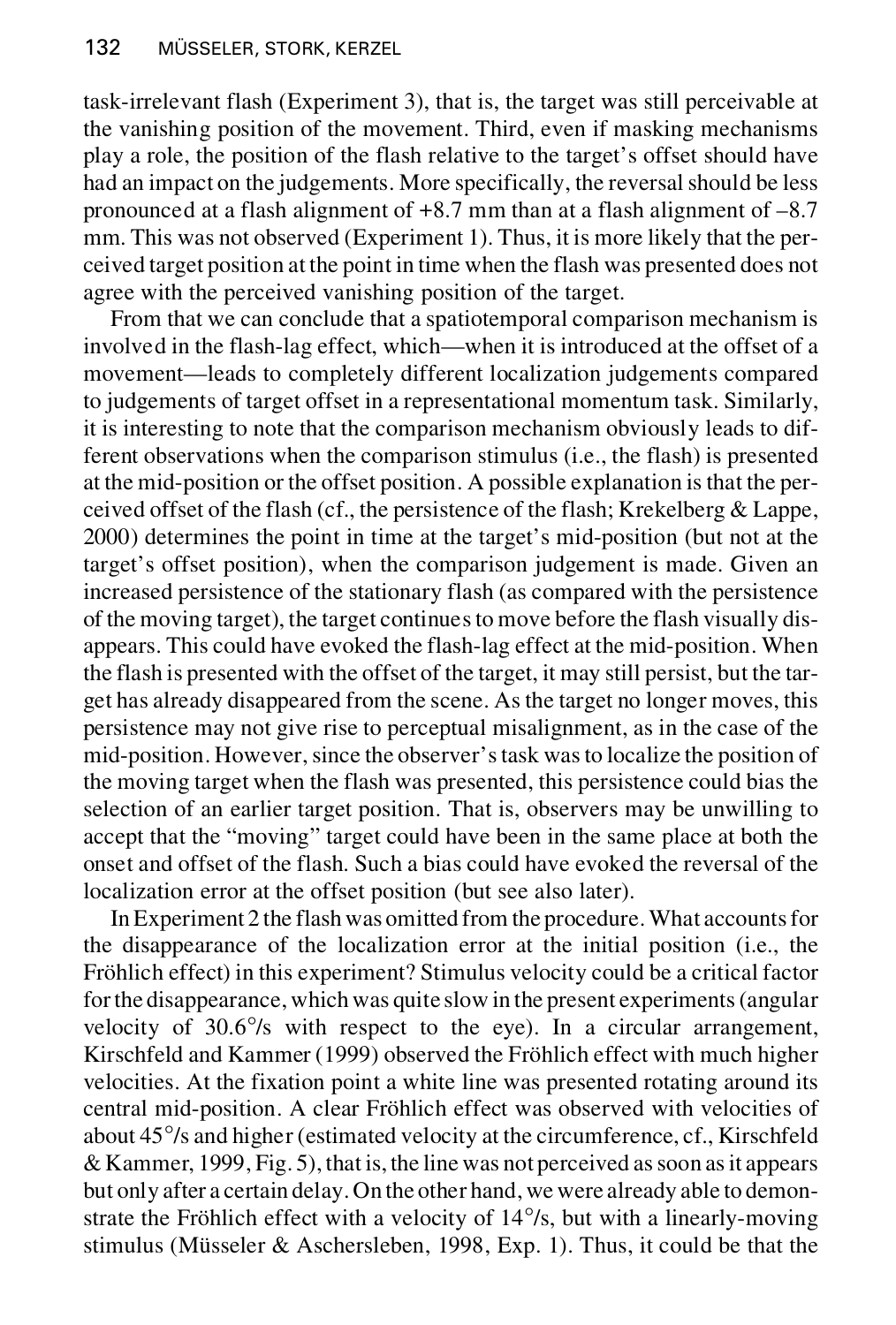task-irrelevant flash (Experiment 3), that is, the target was still perceivable at the vanishing position of the movement. Third, even if masking mechanisms play a role, the position of the flash relative to the target's offset should have had an impact on the judgements. More specifically, the reversal should be less pronounced at a flash alignment of +8.7 mm than at a flash alignment of –8.7 mm. This was not observed (Experiment 1). Thus, it is more likely that the perceived target position at the point in time when the flash was presented does not agree with the perceived vanishing position of the target.

From that we can conclude that a spatiotemporal comparison mechanism is involved in the flash-lag effect, which—when it is introduced at the offset of a movement—leads to completely different localization judgements compared to judgements of target offset in a representational momentum task. Similarly, it is interesting to note that the comparison mechanism obviously leads to different observations when the comparison stimulus (i.e., the flash) is presented at the mid-position or the offset position. A possible explanation is that the perceived offset of the flash (cf., the persistence of the flash; Krekelberg & Lappe, 2000) determines the point in time at the target's mid-position (but not at the target's offset position), when the comparison judgement is made. Given an increased persistence of the stationary flash (as compared with the persistence of the moving target), the target continues to move before the flash visually disappears. This could have evoked the flash-lag effect at the mid-position. When the flash is presented with the offset of the target, it may still persist, but the target has already disappeared from the scene. As the target no longer moves, this persistence may not give rise to perceptual misalignment, as in the case of the mid-position. However, since the observer's task was to localize the position of the moving target when the flash was presented, this persistence could bias the selection of an earlier target position. That is, observers may be unwilling to accept that the "moving" target could have been in the same place at both the onset and offset of the flash. Such a bias could have evoked the reversal of the localization error at the offset position (but see also later).

In Experiment 2 the flash was omitted from the procedure. What accounts for the disappearance of the localization error at the initial position (i.e., the Fröhlich effect) in this experiment? Stimulus velocity could be a critical factor for the disappearance, which was quite slow in the present experiments (angular velocity of 30.6°/s with respect to the eye). In a circular arrangement, Kirschfeld and Kammer (1999) observed the Fröhlich effect with much higher velocities. At the fixation point a white line was presented rotating around its central mid-position. A clear Fröhlich effect was observed with velocities of about 45°/s and higher (estimated velocity at the circumference, cf., Kirschfeld & Kammer, 1999, Fig. 5), that is, the line was not perceived as soon as it appears but only after a certain delay. On the other hand, we were already able to demonstrate the Fröhlich effect with a velocity of 14°/s, but with a linearly-moving stimulus (Müsseler & Aschersleben, 1998, Exp. 1). Thus, it could be that the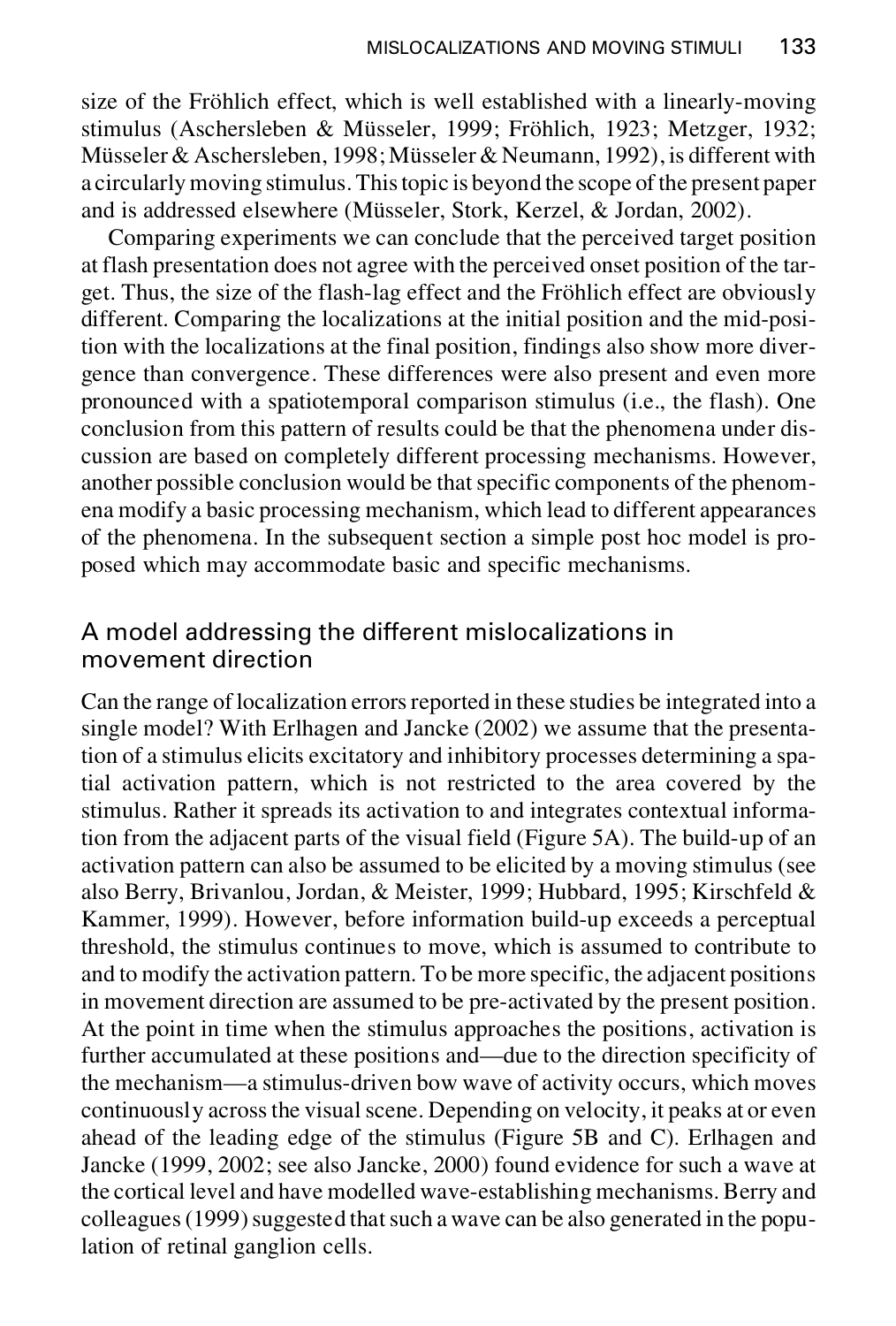size of the Fröhlich effect, which is well established with a linearly-moving stimulus (Aschersleben & Müsseler, 1999; Fröhlich, 1923; Metzger, 1932; Müsseler & Aschersleben, 1998; Müsseler & Neumann, 1992), is different with a circularly moving stimulus. This topic is beyond the scope of the present paper and is addressed elsewhere (Müsseler, Stork, Kerzel, & Jordan, 2002).

Comparing experiments we can conclude that the perceived target position at flash presentation does not agree with the perceived onset position of the target. Thus, the size of the flash-lag effect and the Fröhlich effect are obviously different. Comparing the localizations at the initial position and the mid-position with the localizations at the final position, findings also show more divergence than convergence. These differences were also present and even more pronounced with a spatiotemporal comparison stimulus (i.e., the flash). One conclusion from this pattern of results could be that the phenomena under discussion are based on completely different processing mechanisms. However, another possible conclusion would be that specific components of the phenomena modify a basic processing mechanism, which lead to different appearances of the phenomena. In the subsequent section a simple post hoc model is proposed which may accommodate basic and specific mechanisms.

## A model addressing the different mislocalizations in movement direction

Can the range of localization errors reported in these studies be integrated into a single model? With Erlhagen and Jancke (2002) we assume that the presentation of a stimulus elicits excitatory and inhibitory processes determining a spatial activation pattern, which is not restricted to the area covered by the stimulus. Rather it spreads its activation to and integrates contextual information from the adjacent parts of the visual field (Figure 5A). The build-up of an activation pattern can also be assumed to be elicited by a moving stimulus (see also Berry, Brivanlou, Jordan, & Meister, 1999; Hubbard, 1995; Kirschfeld & Kammer, 1999). However, before information build-up exceeds a perceptual threshold, the stimulus continues to move, which is assumed to contribute to and to modify the activation pattern. To be more specific, the adjacent positions in movement direction are assumed to be pre-activated by the present position. At the point in time when the stimulus approaches the positions, activation is further accumulated at these positions and—due to the direction specificity of the mechanism—a stimulus-driven bow wave of activity occurs, which moves continuously across the visual scene. Depending on velocity, it peaks at or even ahead of the leading edge of the stimulus (Figure 5B and C). Erlhagen and Jancke (1999, 2002; see also Jancke, 2000) found evidence for such a wave at the cortical level and have modelled wave-establishing mechanisms. Berry and colleagues (1999) suggested that such a wave can be also generated in the population of retinal ganglion cells.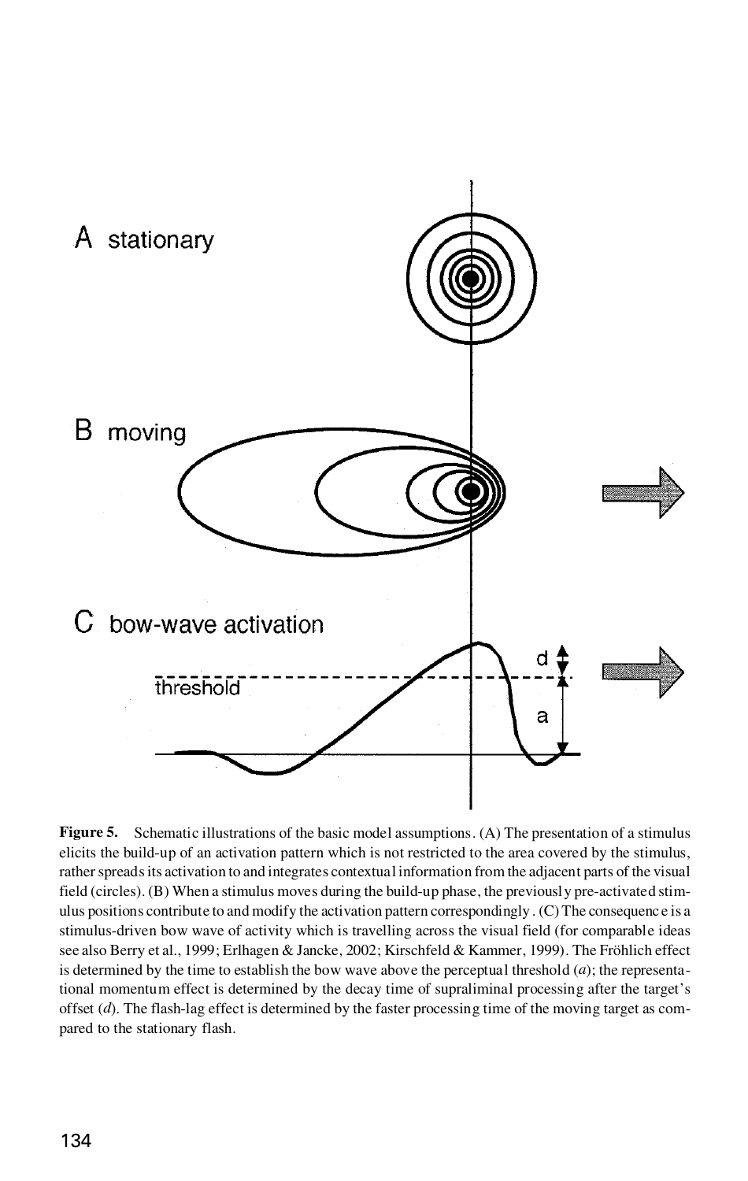**Figure 5.** Schematic illustrations of the basic model assumptions. (A) The presentation of a stimulus elicits the build-up of an activation pattern which is not restricted to the area covered by the stimulus, rather spreads its activation to and integrates contextual information from the adjacent parts of the visual field (circles). (B) When a stimulus moves during the build-up phase, the previously pre-activated stimulus positions contribute to and modify the activation pattern correspondingly. (C) The consequence is a stimulus-driven bow wave of activity which is travelling across the visual field (for comparable ideas see also Berry et al., 1999; Erlhagen & Jancke, 2002; Kirschfeld & Kammer, 1999). The Fröhlich effect is determined by the time to establish the bow wave above the perceptual threshold (*a*); the representational momentum effect is determined by the decay time of supraliminal processing after the target's offset (*d*). The flash-lag effect is determined by the faster processing time of the moving target as compared to the stationary flash.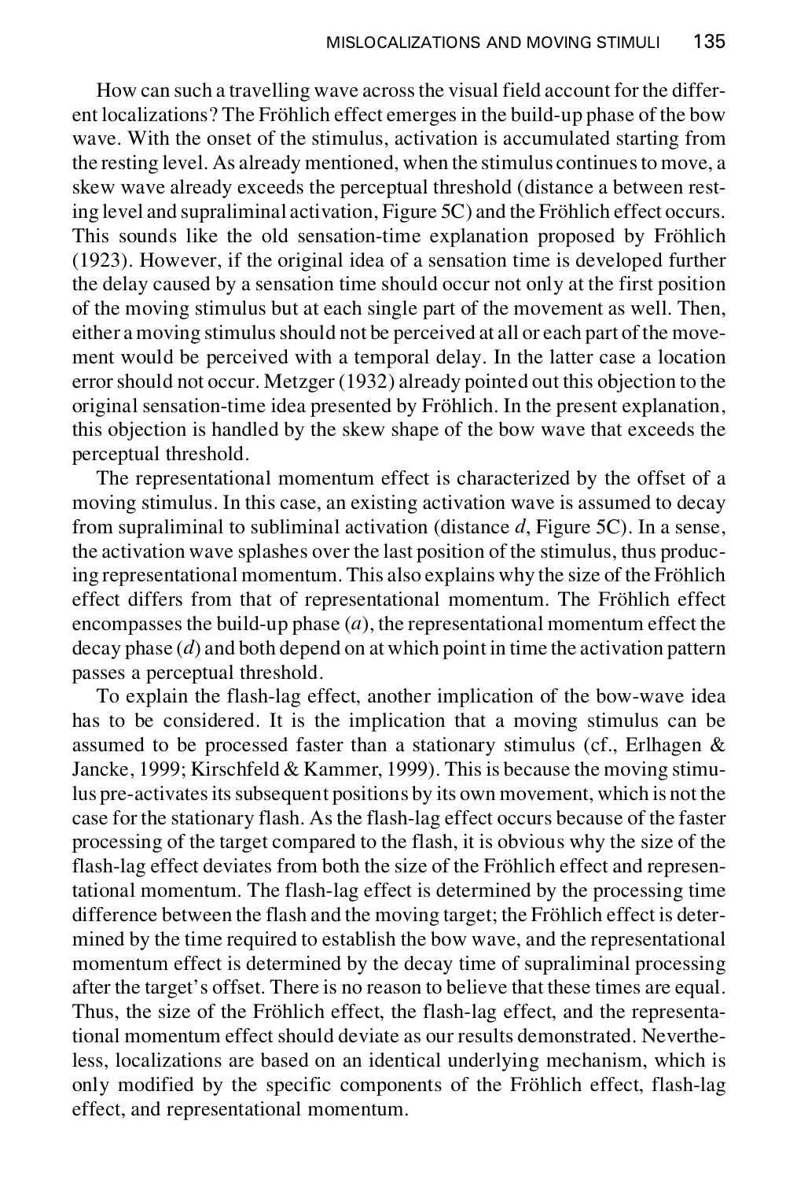How can such a travelling wave across the visual field account for the different localizations? The Fröhlich effect emerges in the build-up phase of the bow wave. With the onset of the stimulus, activation is accumulated starting from the resting level. As already mentioned, when the stimulus continues to move, a skew wave already exceeds the perceptual threshold (distance a between resting level and supraliminal activation, Figure 5C) and the Fröhlich effect occurs. This sounds like the old sensation-time explanation proposed by Fröhlich (1923). However, if the original idea of a sensation time is developed further the delay caused by a sensation time should occur not only at the first position of the moving stimulus but at each single part of the movement as well. Then, either a moving stimulus should not be perceived at all or each part of the movement would be perceived with a temporal delay. In the latter case a location error should not occur. Metzger (1932) already pointed out this objection to the original sensation-time idea presented by Fröhlich. In the present explanation, this objection is handled by the skew shape of the bow wave that exceeds the perceptual threshold.

The representational momentum effect is characterized by the offset of a moving stimulus. In this case, an existing activation wave is assumed to decay from supraliminal to subliminal activation (distance *d*, Figure 5C). In a sense, the activation wave splashes over the last position of the stimulus, thus producing representational momentum. This also explains why the size of the Fröhlich effect differs from that of representational momentum. The Fröhlich effect encompasses the build-up phase (*a*), the representational momentum effect the decay phase (*d*) and both depend on at which point in time the activation pattern passes a perceptual threshold.

To explain the flash-lag effect, another implication of the bow-wave idea has to be considered. It is the implication that a moving stimulus can be assumed to be processed faster than a stationary stimulus (cf., Erlhagen & Jancke, 1999; Kirschfeld & Kammer, 1999). This is because the moving stimulus pre-activates its subsequent positions by its own movement, which is not the case for the stationary flash. As the flash-lag effect occurs because of the faster processing of the target compared to the flash, it is obvious why the size of the flash-lag effect deviates from both the size of the Fröhlich effect and representational momentum. The flash-lag effect is determined by the processing time difference between the flash and the moving target; the Fröhlich effect is determined by the time required to establish the bow wave, and the representational momentum effect is determined by the decay time of supraliminal processing after the target's offset. There is no reason to believe that these times are equal. Thus, the size of the Fröhlich effect, the flash-lag effect, and the representational momentum effect should deviate as our results demonstrated. Nevertheless, localizations are based on an identical underlying mechanism, which is only modified by the specific components of the Fröhlich effect, flash-lag effect, and representational momentum.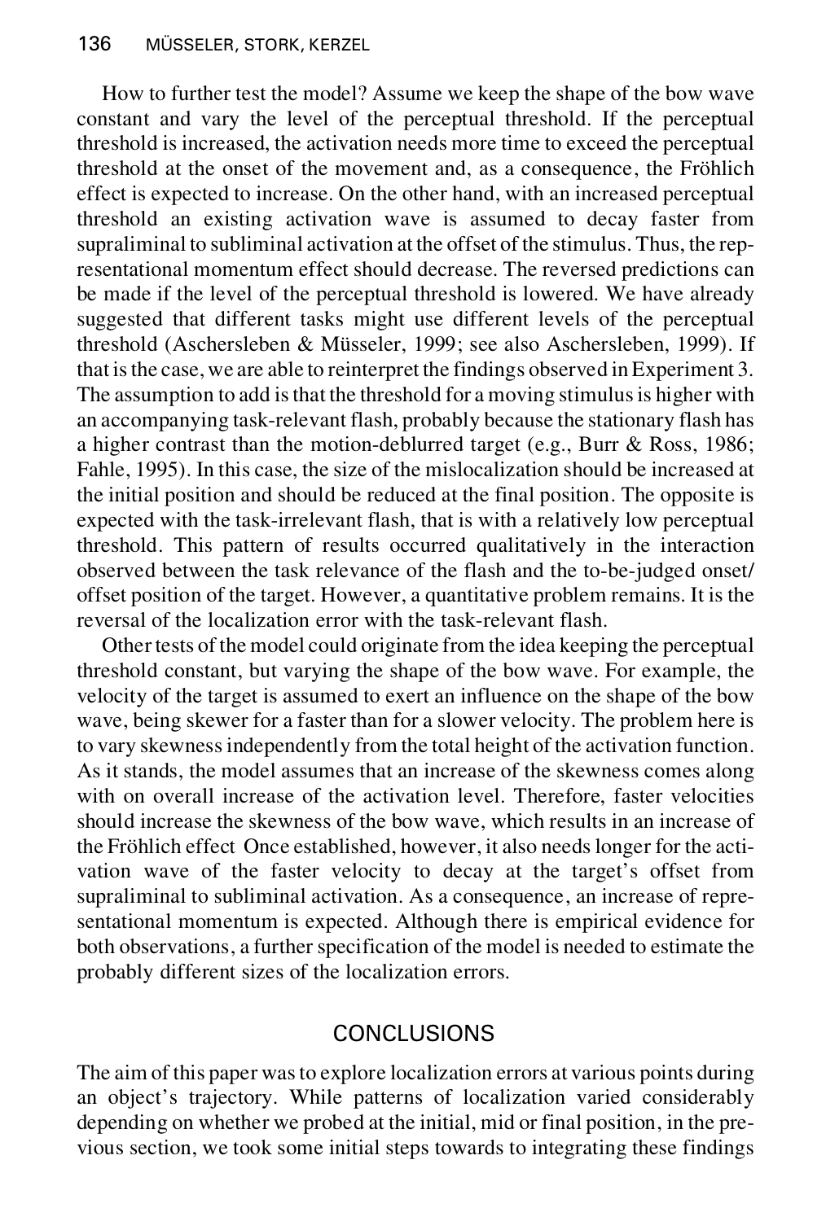How to further test the model? Assume we keep the shape of the bow wave constant and vary the level of the perceptual threshold. If the perceptual threshold is increased, the activation needs more time to exceed the perceptual threshold at the onset of the movement and, as a consequence, the Fröhlich effect is expected to increase. On the other hand, with an increased perceptual threshold an existing activation wave is assumed to decay faster from supraliminal to subliminal activation at the offset of the stimulus. Thus, the representational momentum effect should decrease. The reversed predictions can be made if the level of the perceptual threshold is lowered. We have already suggested that different tasks might use different levels of the perceptual threshold (Aschersleben & Müsseler, 1999; see also Aschersleben, 1999). If that is the case, we are able to reinterpret the findings observed in Experiment 3. The assumption to add is that the threshold for a moving stimulus is higher with an accompanying task-relevant flash, probably because the stationary flash has a higher contrast than the motion-deblurred target (e.g., Burr & Ross, 1986; Fahle, 1995). In this case, the size of the mislocalization should be increased at the initial position and should be reduced at the final position. The opposite is expected with the task-irrelevant flash, that is with a relatively low perceptual threshold. This pattern of results occurred qualitatively in the interaction observed between the task relevance of the flash and the to-be-judged onset/offset position of the target. However, a quantitative problem remains. It is the reversal of the localization error with the task-relevant flash.

Other tests of the model could originate from the idea keeping the perceptual threshold constant, but varying the shape of the bow wave. For example, the velocity of the target is assumed to exert an influence on the shape of the bow wave, being skewer for a faster than for a slower velocity. The problem here is to vary skewness independently from the total height of the activation function. As it stands, the model assumes that an increase of the skewness comes along with on overall increase of the activation level. Therefore, faster velocities should increase the skewness of the bow wave, which results in an increase of the Fröhlich effect Once established, however, it also needs longer for the activation wave of the faster velocity to decay at the target's offset from supraliminal to subliminal activation. As a consequence, an increase of representational momentum is expected. Although there is empirical evidence for both observations, a further specification of the model is needed to estimate the probably different sizes of the localization errors.

## CONCLUSIONS

The aim of this paper was to explore localization errors at various points during an object's trajectory. While patterns of localization varied considerably depending on whether we probed at the initial, mid or final position, in the previous section, we took some initial steps towards to integrating these findings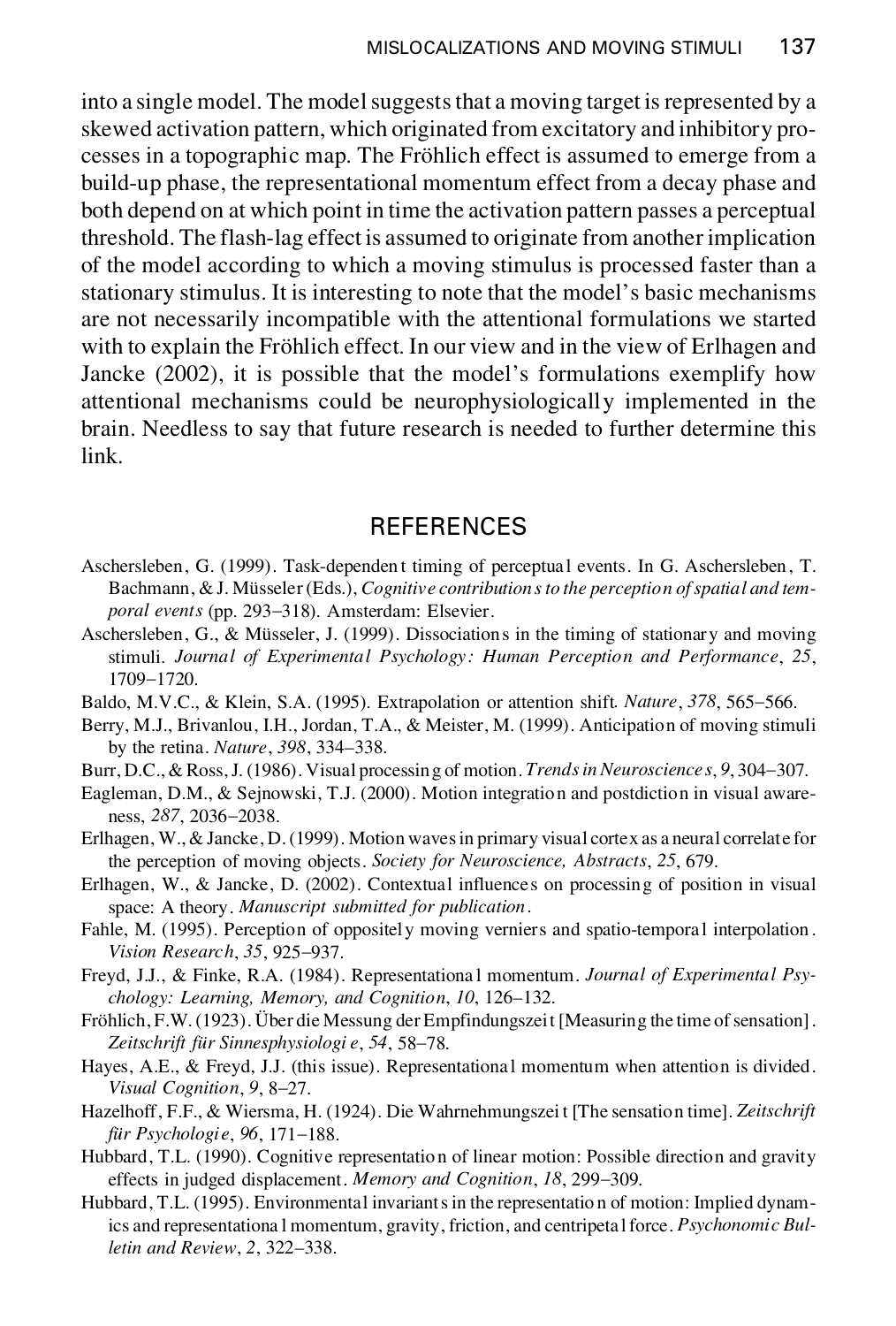into a single model. The model suggests that a moving target is represented by a skewed activation pattern, which originated from excitatory and inhibitory processes in a topographic map. The Fröhlich effect is assumed to emerge from a build-up phase, the representational momentum effect from a decay phase and both depend on at which point in time the activation pattern passes a perceptual threshold. The flash-lag effect is assumed to originate from another implication of the model according to which a moving stimulus is processed faster than a stationary stimulus. It is interesting to note that the model's basic mechanisms are not necessarily incompatible with the attentional formulations we started with to explain the Fröhlich effect. In our view and in the view of Erlhagen and Jancke (2002), it is possible that the model's formulations exemplify how attentional mechanisms could be neurophysiologically implemented in the brain. Needless to say that future research is needed to further determine this link.

## REFERENCES

Aschersleben, G. (1999). Task-dependent timing of perceptual events. In G. Aschersleben, T. Bachmann, & J. Müsseler (Eds.), *Cognitive contributions to the perception of spatial and temporal events* (pp. 293–318). Amsterdam: Elsevier.

Aschersleben, G., & Müsseler, J. (1999). Dissociations in the timing of stationary and moving stimuli. *Journal of Experimental Psychology: Human Perception and Performance*, *25*, 1709–1720.

Baldo, M.V.C., & Klein, S.A. (1995). Extrapolation or attention shift. *Nature*, *378*, 565–566.

Berry, M.J., Brivanlou, I.H., Jordan, T.A., & Meister, M. (1999). Anticipation of moving stimuli by the retina. *Nature*, *398*, 334–338.

Burr, D.C., & Ross, J. (1986). Visual processing of motion. *Trends in Neurosciences*, *9*, 304–307.

Eagleman, D.M., & Sejnowski, T.J. (2000). Motion integration and postdiction in visual awareness, *287*, 2036–2038.

Erlhagen, W., & Jancke, D. (1999). Motion waves in primary visual cortex as a neural correlate for the perception of moving objects. *Society for Neuroscience, Abstracts*, *25*, 679.

Erlhagen, W., & Jancke, D. (2002). Contextual influences on processing of position in visual space: A theory. *Manuscript submitted for publication*.

Fahle, M. (1995). Perception of oppositely moving verniers and spatio-temporal interpolation. *Vision Research*, *35*, 925–937.

Freyd, J.J., & Finke, R.A. (1984). Representational momentum. *Journal of Experimental Psychology: Learning, Memory, and Cognition*, *10*, 126–132.

Fröhlich, F.W. (1923). Über die Messung der Empfindungszeit [Measuring the time of sensation]. *Zeitschrift für Sinnesphysiologie*, *54*, 58–78.

Hayes, A.E., & Freyd, J.J. (this issue). Representational momentum when attention is divided. *Visual Cognition*, *9*, 8–27.

Hazelhoff, F.F., & Wiersma, H. (1924). Die Wahrnehmungszeit [The sensation time]. *Zeitschrift für Psychologie*, *96*, 171–188.

Hubbard, T.L. (1990). Cognitive representation of linear motion: Possible direction and gravity effects in judged displacement. *Memory and Cognition*, *18*, 299–309.

Hubbard, T.L. (1995). Environmental invariants in the representation of motion: Implied dynamics and representational momentum, gravity, friction, and centripetal force. *Psychonomic Bulletin and Review*, *2*, 322–338.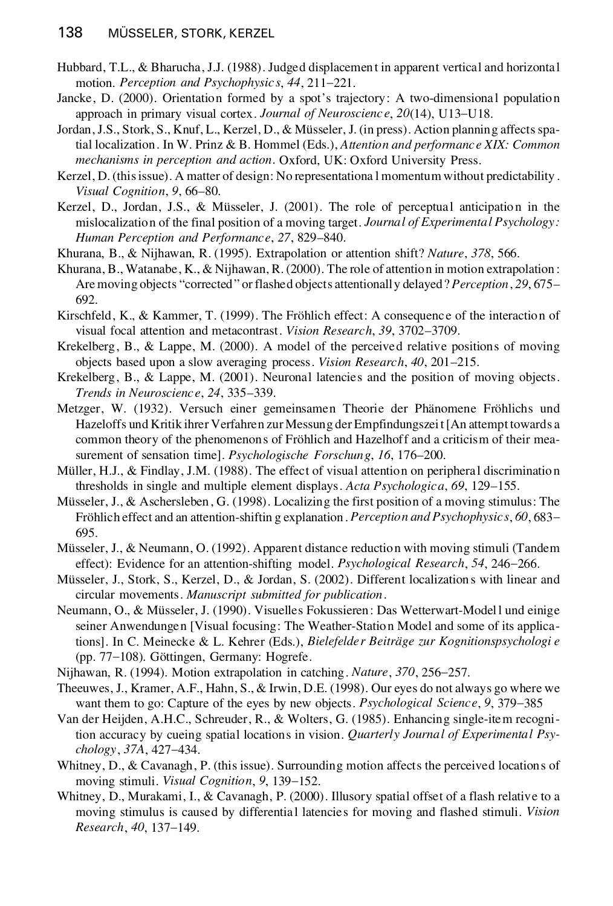Hubbard, T.L., & Bharucha, J.J. (1988). Judged displacement in apparent vertical and horizontal motion. *Perception and Psychophysics*, *44*, 211–221.

Jancke, D. (2000). Orientation formed by a spot's trajectory: A two-dimensional population approach in primary visual cortex. *Journal of Neuroscience*, *20*(14), U13–U18.

Jordan, J.S., Stork, S., Knuf, L., Kerzel, D., & Müsseler, J. (in press). Action planning affects spatial localization. In W. Prinz & B. Hommel (Eds.), *Attention and performance XIX: Common mechanisms in perception and action*. Oxford, UK: Oxford University Press.

Kerzel, D. (this issue). A matter of design: No representational momentum without predictability. *Visual Cognition*, *9*, 66–80.

Kerzel, D., Jordan, J.S., & Müsseler, J. (2001). The role of perceptual anticipation in the mislocalization of the final position of a moving target. *Journal of Experimental Psychology: Human Perception and Performance*, *27*, 829–840.

Khurana, B., & Nijhawan, R. (1995). Extrapolation or attention shift? *Nature*, *378*, 566.

Khurana, B., Watanabe, K., & Nijhawan, R. (2000). The role of attention in motion extrapolation: Are moving objects "corrected" or flashed objects attentionally delayed? *Perception*, *29*, 675–692.

Kirschfeld, K., & Kammer, T. (1999). The Fröhlich effect: A consequence of the interaction of visual focal attention and metacontrast. *Vision Research*, *39*, 3702–3709.

Krekelberg, B., & Lappe, M. (2000). A model of the perceived relative positions of moving objects based upon a slow averaging process. *Vision Research*, *40*, 201–215.

Krekelberg, B., & Lappe, M. (2001). Neuronal latencies and the position of moving objects. *Trends in Neuroscience*, *24*, 335–339.

Metzger, W. (1932). Versuch einer gemeinsamen Theorie der Phänomene Fröhlichs und Hazeloffs und Kritik ihrer Verfahren zur Messung der Empfindungszeit [An attempt towards a common theory of the phenomenons of Fröhlich and Hazelhoff and a criticism of their measurement of sensation time]. *Psychologische Forschung*, *16*, 176–200.

Müller, H.J., & Findlay, J.M. (1988). The effect of visual attention on peripheral discrimination thresholds in single and multiple element displays. *Acta Psychologica*, *69*, 129–155.

Müsseler, J., & Aschersleben, G. (1998). Localizing the first position of a moving stimulus: The Fröhlich effect and an attention-shifting explanation. *Perception and Psychophysics*, *60*, 683–695.

Müsseler, J., & Neumann, O. (1992). Apparent distance reduction with moving stimuli (Tandem effect): Evidence for an attention-shifting model. *Psychological Research*, *54*, 246–266.

Müsseler, J., Stork, S., Kerzel, D., & Jordan, S. (2002). Different localizations with linear and circular movements. *Manuscript submitted for publication*.

Neumann, O., & Müsseler, J. (1990). Visuelles Fokussieren: Das Wetterwart-Modell und einige seiner Anwendungen [Visual focusing: The Weather-Station Model and some of its applications]. In C. Meinecke & L. Kehrer (Eds.), *Bielefelder Beiträge zur Kognitionspsychologie* (pp. 77–108). Göttingen, Germany: Hogrefe.

Nijhawan, R. (1994). Motion extrapolation in catching. *Nature*, *370*, 256–257.

Theeuwes, J., Kramer, A.F., Hahn, S., & Irwin, D.E. (1998). Our eyes do not always go where we want them to go: Capture of the eyes by new objects. *Psychological Science*, *9*, 379–385

Van der Heijden, A.H.C., Schreuder, R., & Wolters, G. (1985). Enhancing single-item recognition accuracy by cueing spatial locations in vision. *Quarterly Journal of Experimental Psychology*, *37A*, 427–434.

Whitney, D., & Cavanagh, P. (this issue). Surrounding motion affects the perceived locations of moving stimuli. *Visual Cognition*, *9*, 139–152.

Whitney, D., Murakami, I., & Cavanagh, P. (2000). Illusory spatial offset of a flash relative to a moving stimulus is caused by differential latencies for moving and flashed stimuli. *Vision Research*, *40*, 137–149.